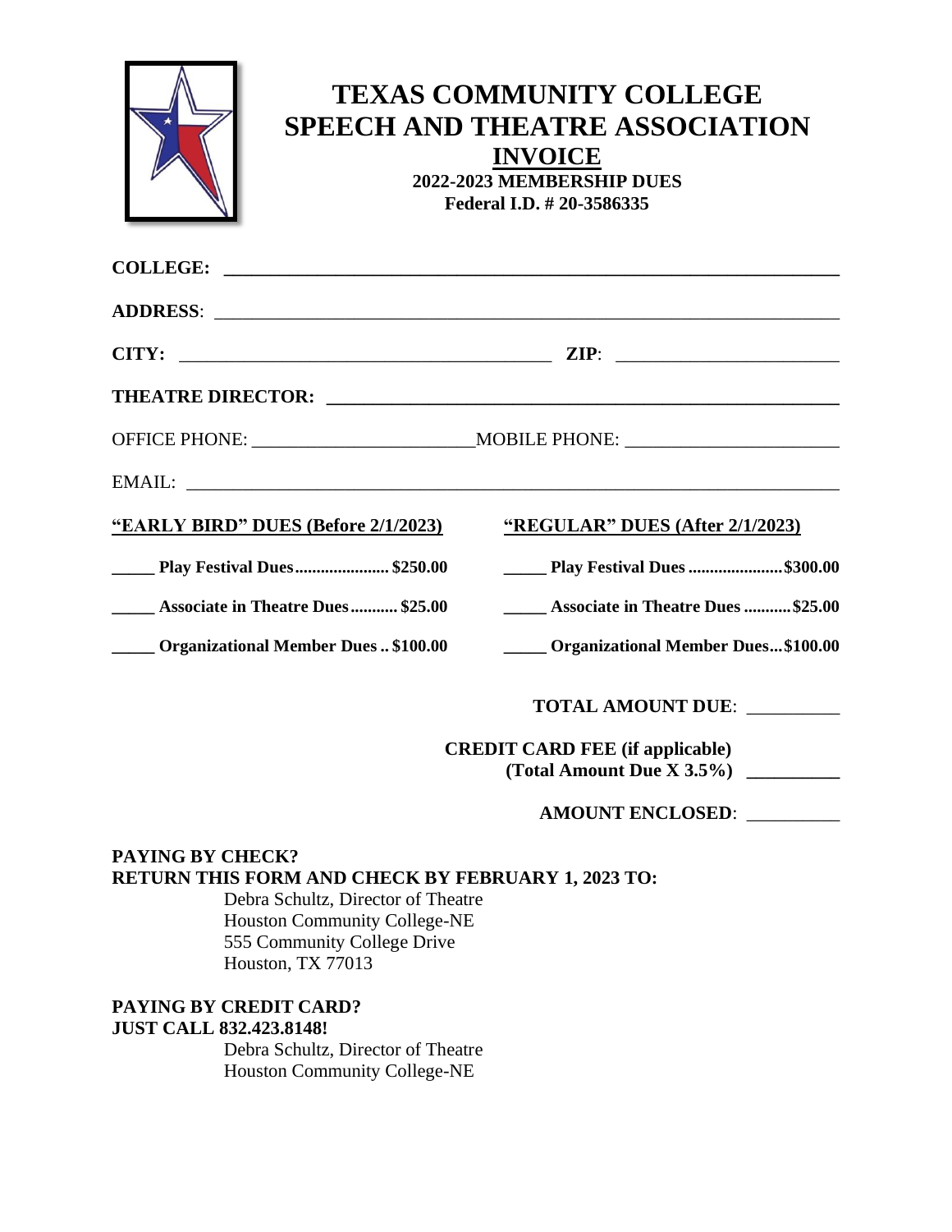# TEXAS COMMUNITY COLLEGE SPEECH AND THEATRE ASSOCIATION

## INVOICE

**2022-2023 MEMBERSHIP DUES**
**Federal I.D. # 20-3586335**

**COLLEGE:** ______________________________________________________________

**ADDRESS**: ______________________________________________________________

**CITY:** ________________________________________ **ZIP**: ______________________

**THEATRE DIRECTOR:** ____________________________________________________

OFFICE PHONE: ______________________ MOBILE PHONE: ______________________

EMAIL: ______________________________________________________________

| **"EARLY BIRD" DUES (Before 2/1/2023)** | **"REGULAR" DUES (After 2/1/2023)** |
|---|---|
| **_____ Play Festival Dues...................... $250.00** | **_____ Play Festival Dues......................$300.00** |
| **_____ Associate in Theatre Dues........... $25.00** | **_____ Associate in Theatre Dues...........$25.00** |
| **_____ Organizational Member Dues .. $100.00** | **_____ Organizational Member Dues...$100.00** |

**TOTAL AMOUNT DUE**: __________

**CREDIT CARD FEE (if applicable)**
**(Total Amount Due X 3.5%)** __________

**AMOUNT ENCLOSED**: __________

**PAYING BY CHECK?**
**RETURN THIS FORM AND CHECK BY FEBRUARY 1, 2023 TO:**

Debra Schultz, Director of Theatre
Houston Community College-NE
555 Community College Drive
Houston, TX 77013

**PAYING BY CREDIT CARD?**
**JUST CALL 832.423.8148!**

Debra Schultz, Director of Theatre
Houston Community College-NE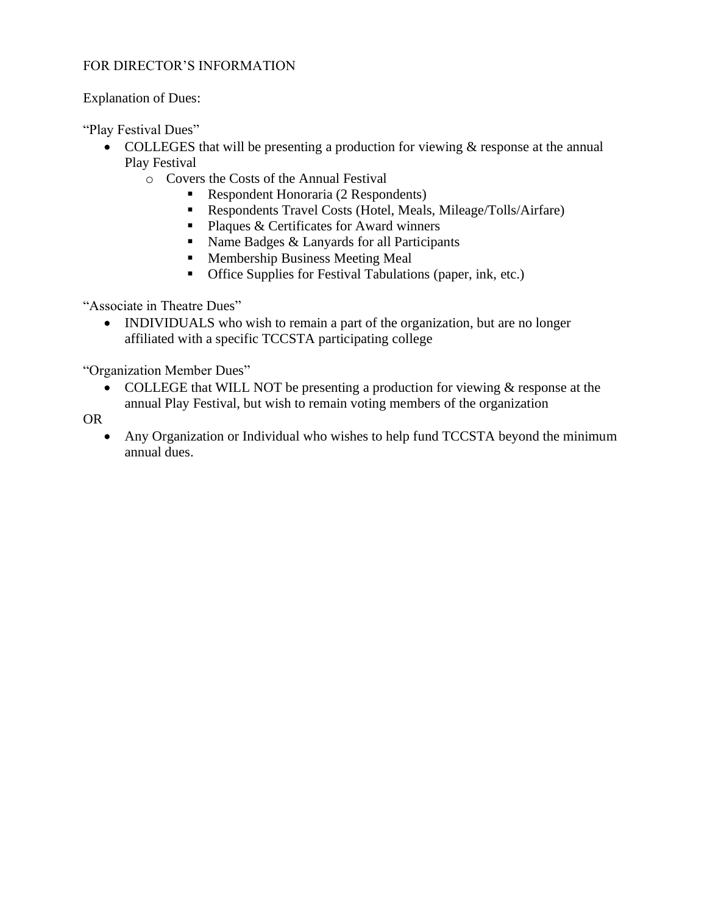FOR DIRECTOR'S INFORMATION

Explanation of Dues:

"Play Festival Dues"

- COLLEGES that will be presenting a production for viewing & response at the annual Play Festival
  - Covers the Costs of the Annual Festival
    - Respondent Honoraria (2 Respondents)
    - Respondents Travel Costs (Hotel, Meals, Mileage/Tolls/Airfare)
    - Plaques & Certificates for Award winners
    - Name Badges & Lanyards for all Participants
    - Membership Business Meeting Meal
    - Office Supplies for Festival Tabulations (paper, ink, etc.)

"Associate in Theatre Dues"

- INDIVIDUALS who wish to remain a part of the organization, but are no longer affiliated with a specific TCCSTA participating college

"Organization Member Dues"

- COLLEGE that WILL NOT be presenting a production for viewing & response at the annual Play Festival, but wish to remain voting members of the organization

OR

- Any Organization or Individual who wishes to help fund TCCSTA beyond the minimum annual dues.